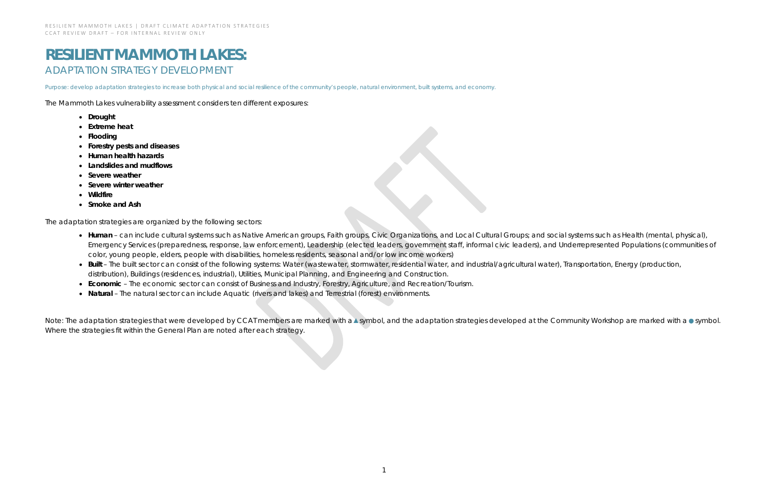# RESILIENT MAMMOTH LAKES:

## ADAPTATION STRATEGY DEVELOPMENT

Purpose: develop adaptation strategies to increase both physical and social resilience of the community's people, natural environment, built systems, and economy.

The Mammoth Lakes vulnerability assessment considers ten different exposures:

- **Drought**
- **Extreme heat**
- **Flooding**
- **Forestry pests and diseases**
- **Human health hazards**
- **Landslides and mudflows**
- **Severe weather**
- **Severe winter weather**
- **Wildfire**
- **Smoke and Ash**

The adaptation strategies are organized by the following sectors:

- **Human** – can include cultural systems such as Native American groups, Faith groups, Civic Organizations, and Local Cultural Groups; and social systems such as Health (mental, physical), Emergency Services (preparedness, response, law enforcement), Leadership (elected leaders, government staff, informal civic leaders), and Underrepresented Populations (communities of color, young people, elders, people with disabilities, homeless residents, seasonal and/or low income workers)
- **Built** – The built sector can consist of the following systems: Water (wastewater, stormwater, residential water, and industrial/agricultural water), Transportation, Energy (production, distribution), Buildings (residences, industrial), Utilities, Municipal Planning, and Engineering and Construction.
- **Economic** – The economic sector can consist of Business and Industry, Forestry, Agriculture, and Recreation/Tourism.
- **Natural** – The natural sector can include Aquatic (rivers and lakes) and Terrestrial (forest) environments.

Note: The adaptation strategies that were developed by CCAT members are marked with a ▲ symbol, and the adaptation strategies developed at the Community Workshop are marked with a ● symbol. Where the strategies fit within the General Plan are noted after each strategy.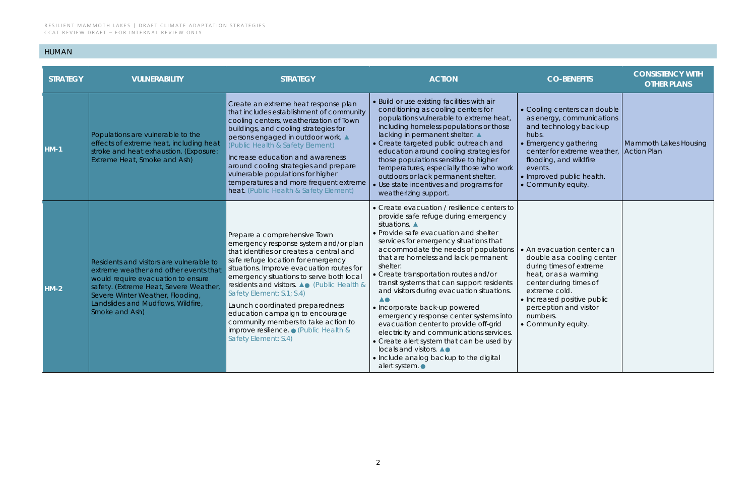## HUMAN

| STRATEGY | VULNERABILITY | STRATEGY | ACTION | CO-BENEFITS | CONSISTENCY WITH OTHER PLANS |
|---|---|---|---|---|---|
| HM-1 | Populations are vulnerable to the effects of extreme heat, including heat stroke and heat exhaustion. (Exposure: Extreme Heat, Smoke and Ash) | Create an extreme heat response plan that includes establishment of community cooling centers, weatherization of Town buildings, and cooling strategies for persons engaged in outdoor work. ▲ (Public Health & Safety Element)<br>Increase education and awareness around cooling strategies and prepare vulnerable populations for higher temperatures and more frequent extreme heat. (Public Health & Safety Element) | • Build or use existing facilities with air conditioning as cooling centers for populations vulnerable to extreme heat, including homeless populations or those lacking in permanent shelter. ▲<br>• Create targeted public outreach and education around cooling strategies for those populations sensitive to higher temperatures, especially those who work outdoors or lack permanent shelter.<br>• Use state incentives and programs for weatherizing support. | • Cooling centers can double as energy, communications and technology back-up hubs.<br>• Emergency gathering center for extreme weather, flooding, and wildfire events.<br>• Improved public health.<br>• Community equity. | Mammoth Lakes Housing Action Plan |
| HM-2 | Residents and visitors are vulnerable to extreme weather and other events that would require evacuation to ensure safety. (Extreme Heat, Severe Weather, Severe Winter Weather, Flooding, Landslides and Mudflows, Wildfire, Smoke and Ash) | Prepare a comprehensive Town emergency response system and/or plan that identifies or creates a central and safe refuge location for emergency situations. Improve evacuation routes for emergency situations to serve both local residents and visitors. ▲● (Public Health & Safety Element: S.1; S.4)<br>Launch coordinated preparedness education campaign to encourage community members to take action to improve resilience. ● (Public Health & Safety Element: S.4) | • Create evacuation / resilience centers to provide safe refuge during emergency situations. ▲<br>• Provide safe evacuation and shelter services for emergency situations that accommodate the needs of populations that are homeless and lack permanent shelter.<br>• Create transportation routes and/or transit systems that can support residents and visitors during evacuation situations. ▲●<br>• Incorporate back-up powered emergency response center systems into evacuation center to provide off-grid electricity and communications services.<br>• Create alert system that can be used by locals and visitors. ▲●<br>• Include analog backup to the digital alert system. ● | • An evacuation center can double as a cooling center during times of extreme heat, or as a warming center during times of extreme cold.<br>• Increased positive public perception and visitor numbers.<br>• Community equity. | |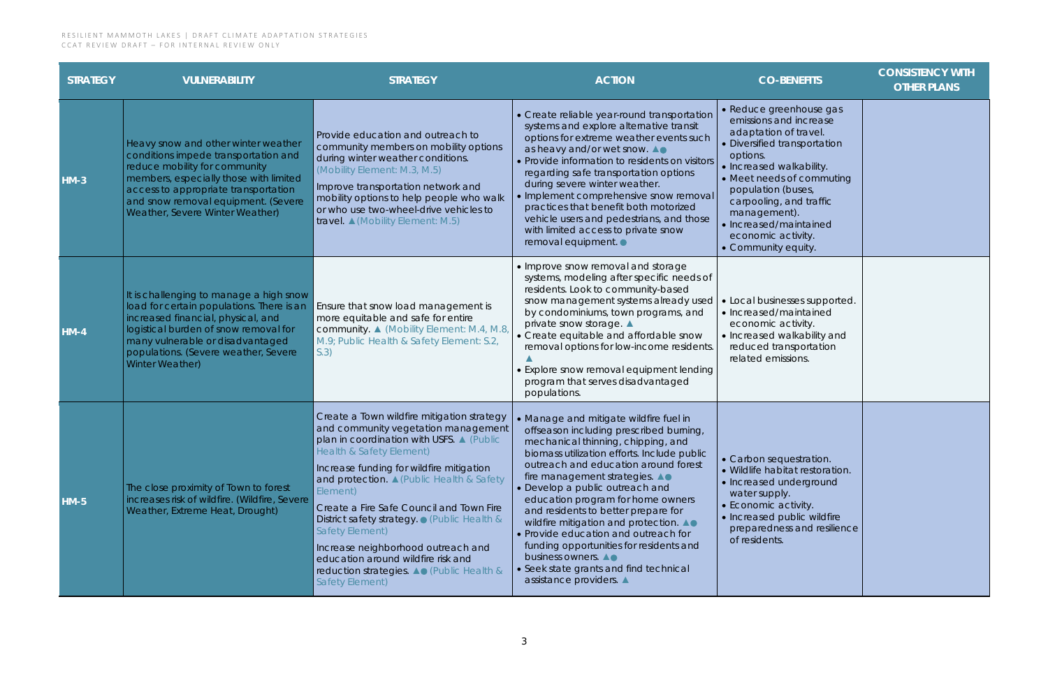| STRATEGY | VULNERABILITY | STRATEGY | ACTION | CO-BENEFITS | CONSISTENCY WITH OTHER PLANS |
|---|---|---|---|---|---|
| HM-3 | Heavy snow and other winter weather conditions impede transportation and reduce mobility for community members, especially those with limited access to appropriate transportation and snow removal equipment. (Severe Weather, Severe Winter Weather) | Provide education and outreach to community members on mobility options during winter weather conditions. (Mobility Element: M.3, M.5)<br><br>Improve transportation network and mobility options to help people who walk or who use two-wheel-drive vehicles to travel. ▲ (Mobility Element: M.5) | • Create reliable year-round transportation systems and explore alternative transit options for extreme weather events such as heavy and/or wet snow. ▲●<br>• Provide information to residents on visitors regarding safe transportation options during severe winter weather.<br>• Implement comprehensive snow removal practices that benefit both motorized vehicle users and pedestrians, and those with limited access to private snow removal equipment. ● | • Reduce greenhouse gas emissions and increase adaptation of travel.<br>• Diversified transportation options.<br>• Increased walkability.<br>• Meet needs of commuting population (buses, carpooling, and traffic management).<br>• Increased/maintained economic activity.<br>• Community equity. | |
| HM-4 | It is challenging to manage a high snow load for certain populations. There is an increased financial, physical, and logistical burden of snow removal for many vulnerable or disadvantaged populations. (Severe weather, Severe Winter Weather) | Ensure that snow load management is more equitable and safe for entire community. ▲ (Mobility Element: M.4, M.8, M.9; Public Health & Safety Element: S.2, S.3) | • Improve snow removal and storage systems, modeling after specific needs of residents. Look to community-based snow management systems already used by condominiums, town programs, and private snow storage. ▲<br>• Create equitable and affordable snow removal options for low-income residents. ▲<br>• Explore snow removal equipment lending program that serves disadvantaged populations. | • Local businesses supported.<br>• Increased/maintained economic activity.<br>• Increased walkability and reduced transportation related emissions. | |
| HM-5 | The close proximity of Town to forest increases risk of wildfire. (Wildfire, Severe Weather, Extreme Heat, Drought) | Create a Town wildfire mitigation strategy and community vegetation management plan in coordination with USFS. ▲ (Public Health & Safety Element)<br><br>Increase funding for wildfire mitigation and protection. ▲ (Public Health & Safety Element)<br><br>Create a Fire Safe Council and Town Fire District safety strategy. ● (Public Health & Safety Element)<br><br>Increase neighborhood outreach and education around wildfire risk and reduction strategies. ▲● (Public Health & Safety Element) | • Manage and mitigate wildfire fuel in offseason including prescribed burning, mechanical thinning, chipping, and biomass utilization efforts. Include public outreach and education around forest fire management strategies. ▲●<br>• Develop a public outreach and education program for home owners and residents to better prepare for wildfire mitigation and protection. ▲●<br>• Provide education and outreach for funding opportunities for residents and business owners. ▲●<br>• Seek state grants and find technical assistance providers. ▲ | • Carbon sequestration.<br>• Wildlife habitat restoration.<br>• Increased underground water supply.<br>• Economic activity.<br>• Increased public wildfire preparedness and resilience of residents. | |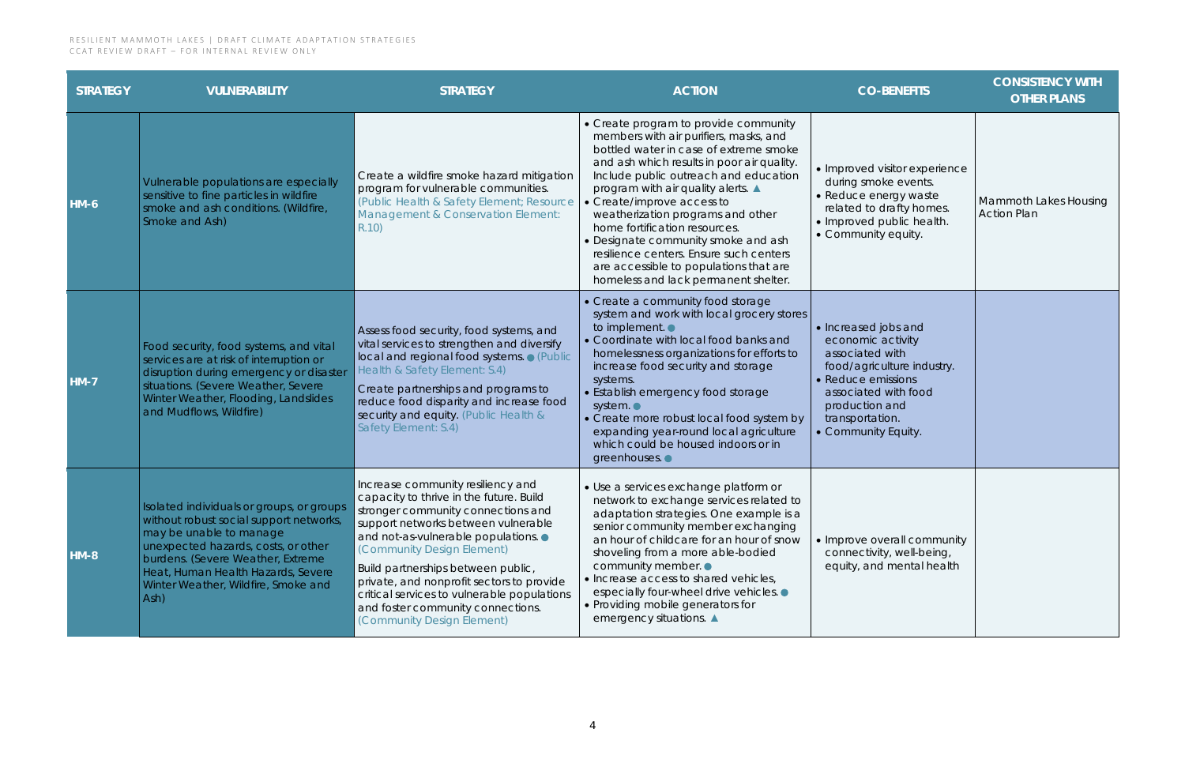| STRATEGY | VULNERABILITY | STRATEGY | ACTION | CO-BENEFITS | CONSISTENCY WITH OTHER PLANS |
|---|---|---|---|---|---|
| HM-6 | Vulnerable populations are especially sensitive to fine particles in wildfire smoke and ash conditions. (Wildfire, Smoke and Ash) | Create a wildfire smoke hazard mitigation program for vulnerable communities. (Public Health & Safety Element; Resource Management & Conservation Element: R.10) | • Create program to provide community members with air purifiers, masks, and bottled water in case of extreme smoke and ash which results in poor air quality. Include public outreach and education program with air quality alerts. ▲<br>• Create/improve access to weatherization programs and other home fortification resources.<br>• Designate community smoke and ash resilience centers. Ensure such centers are accessible to populations that are homeless and lack permanent shelter. | • Improved visitor experience during smoke events.<br>• Reduce energy waste related to drafty homes.<br>• Improved public health.<br>• Community equity. | Mammoth Lakes Housing Action Plan |
| HM-7 | Food security, food systems, and vital services are at risk of interruption or disruption during emergency or disaster situations. (Severe Weather, Severe Winter Weather, Flooding, Landslides and Mudflows, Wildfire) | Assess food security, food systems, and vital services to strengthen and diversify local and regional food systems. ● (Public Health & Safety Element: S.4)<br>Create partnerships and programs to reduce food disparity and increase food security and equity. (Public Health & Safety Element: S.4) | • Create a community food storage system and work with local grocery stores to implement. ●<br>• Coordinate with local food banks and homelessness organizations for efforts to increase food security and storage systems.<br>• Establish emergency food storage system. ●<br>• Create more robust local food system by expanding year-round local agriculture which could be housed indoors or in greenhouses. ● | • Increased jobs and economic activity associated with food/agriculture industry.<br>• Reduce emissions associated with food production and transportation.<br>• Community Equity. | |
| HM-8 | Isolated individuals or groups, or groups without robust social support networks, may be unable to manage unexpected hazards, costs, or other burdens. (Severe Weather, Extreme Heat, Human Health Hazards, Severe Winter Weather, Wildfire, Smoke and Ash) | Increase community resiliency and capacity to thrive in the future. Build stronger community connections and support networks between vulnerable and not-as-vulnerable populations. ● (Community Design Element)<br>Build partnerships between public, private, and nonprofit sectors to provide critical services to vulnerable populations and foster community connections. (Community Design Element) | • Use a services exchange platform or network to exchange services related to adaptation strategies. One example is a senior community member exchanging an hour of childcare for an hour of snow shoveling from a more able-bodied community member. ●<br>• Increase access to shared vehicles, especially four-wheel drive vehicles. ●<br>• Providing mobile generators for emergency situations. ▲ | • Improve overall community connectivity, well-being, equity, and mental health | |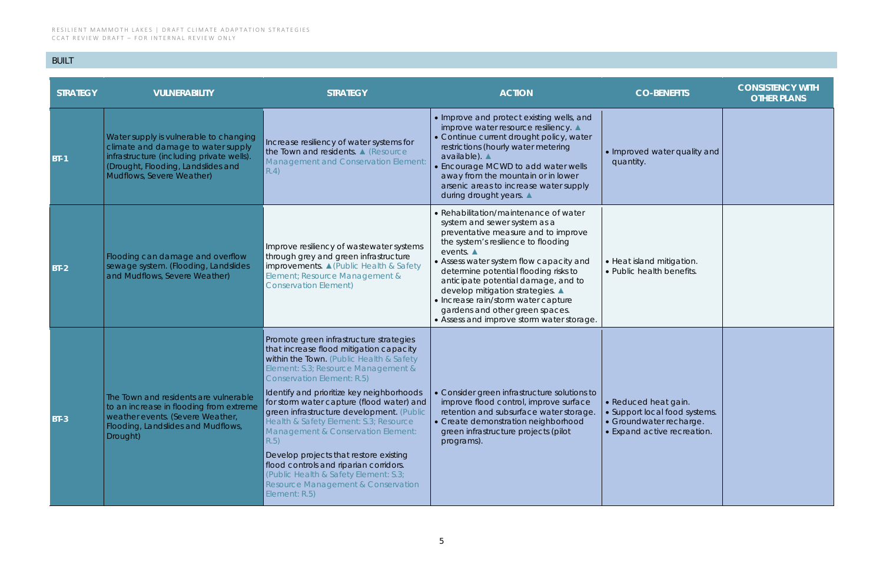## BUILT

| STRATEGY | VULNERABILITY | STRATEGY | ACTION | CO-BENEFITS | CONSISTENCY WITH OTHER PLANS |
|---|---|---|---|---|---|
| BT-1 | Water supply is vulnerable to changing climate and damage to water supply infrastructure (including private wells). (Drought, Flooding, Landslides and Mudflows, Severe Weather) | Increase resiliency of water systems for the Town and residents. ▲ (Resource Management and Conservation Element: R.4) | • Improve and protect existing wells, and improve water resource resiliency. ▲<br>• Continue current drought policy, water restrictions (hourly water metering available). ▲<br>• Encourage MCWD to add water wells away from the mountain or in lower arsenic areas to increase water supply during drought years. ▲ | • Improved water quality and quantity. | |
| BT-2 | Flooding can damage and overflow sewage system. (Flooding, Landslides and Mudflows, Severe Weather) | Improve resiliency of wastewater systems through grey and green infrastructure improvements. ▲(Public Health & Safety Element; Resource Management & Conservation Element) | • Rehabilitation/maintenance of water system and sewer system as a preventative measure and to improve the system's resilience to flooding events. ▲<br>• Assess water system flow capacity and determine potential flooding risks to anticipate potential damage, and to develop mitigation strategies. ▲<br>• Increase rain/storm water capture gardens and other green spaces.<br>• Assess and improve storm water storage. | • Heat island mitigation.<br>• Public health benefits. | |
| BT-3 | The Town and residents are vulnerable to an increase in flooding from extreme weather events. (Severe Weather, Flooding, Landslides and Mudflows, Drought) | Promote green infrastructure strategies that increase flood mitigation capacity within the Town. (Public Health & Safety Element: S.3; Resource Management & Conservation Element: R.5)<br><br>Identify and prioritize key neighborhoods for storm water capture (flood water) and green infrastructure development. (Public Health & Safety Element: S.3; Resource Management & Conservation Element: R.5)<br><br>Develop projects that restore existing flood controls and riparian corridors. (Public Health & Safety Element: S.3; Resource Management & Conservation Element: R.5) | • Consider green infrastructure solutions to improve flood control, improve surface retention and subsurface water storage.<br>• Create demonstration neighborhood green infrastructure projects (pilot programs). | • Reduced heat gain.<br>• Support local food systems.<br>• Groundwater recharge.<br>• Expand active recreation. | |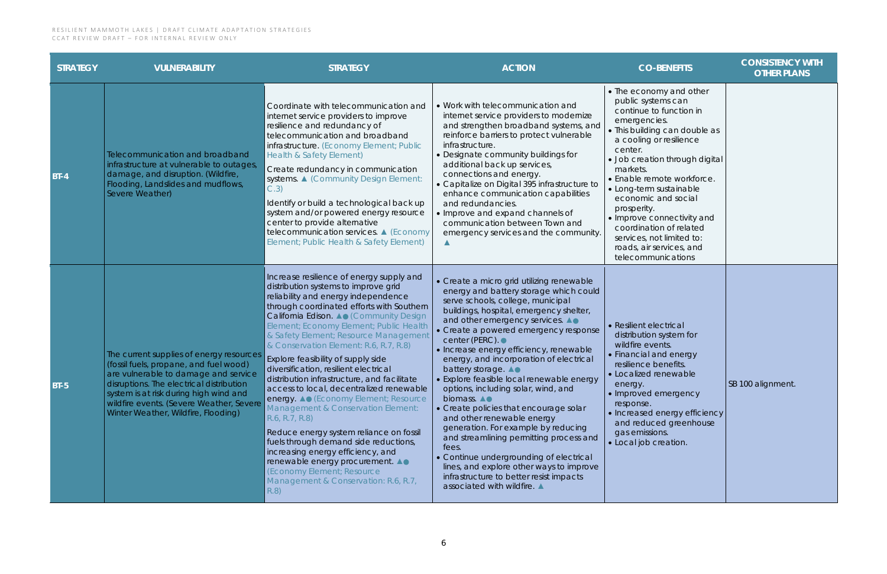| STRATEGY | VULNERABILITY | STRATEGY | ACTION | CO-BENEFITS | CONSISTENCY WITH OTHER PLANS |
|---|---|---|---|---|---|
| BT-4 | Telecommunication and broadband infrastructure at vulnerable to outages, damage, and disruption. (Wildfire, Flooding, Landslides and mudflows, Severe Weather) | Coordinate with telecommunication and internet service providers to improve resilience and redundancy of telecommunication and broadband infrastructure. (Economy Element; Public Health & Safety Element)<br><br>Create redundancy in communication systems. ▲ (Community Design Element: C.3)<br><br>Identify or build a technological back up system and/or powered energy resource center to provide alternative telecommunication services. ▲ (Economy Element; Public Health & Safety Element) | • Work with telecommunication and internet service providers to modernize and strengthen broadband systems, and reinforce barriers to protect vulnerable infrastructure.<br>• Designate community buildings for additional back up services, connections and energy.<br>• Capitalize on Digital 395 infrastructure to enhance communication capabilities and redundancies.<br>• Improve and expand channels of communication between Town and emergency services and the community. ▲ | • The economy and other public systems can continue to function in emergencies.<br>• This building can double as a cooling or resilience center.<br>• Job creation through digital markets.<br>• Enable remote workforce.<br>• Long-term sustainable economic and social prosperity.<br>• Improve connectivity and coordination of related services, not limited to: roads, air services, and telecommunications | |
| BT-5 | The current supplies of energy resources (fossil fuels, propane, and fuel wood) are vulnerable to damage and service disruptions. The electrical distribution system is at risk during high wind and wildfire events. (Severe Weather, Severe Winter Weather, Wildfire, Flooding) | Increase resilience of energy supply and distribution systems to improve grid reliability and energy independence through coordinated efforts with Southern California Edison. ▲● (Community Design Element; Economy Element; Public Health & Safety Element; Resource Management & Conservation Element: R.6, R.7, R.8)<br><br>Explore feasibility of supply side diversification, resilient electrical distribution infrastructure, and facilitate access to local, decentralized renewable energy. ▲● (Economy Element; Resource Management & Conservation Element: R.6, R.7, R.8)<br><br>Reduce energy system reliance on fossil fuels through demand side reductions, increasing energy efficiency, and renewable energy procurement. ▲● (Economy Element; Resource Management & Conservation: R.6, R.7, R.8) | • Create a micro grid utilizing renewable energy and battery storage which could serve schools, college, municipal buildings, hospital, emergency shelter, and other emergency services. ▲●<br>• Create a powered emergency response center (PERC). ●<br>• Increase energy efficiency, renewable energy, and incorporation of electrical battery storage. ▲●<br>• Explore feasible local renewable energy options, including solar, wind, and biomass. ▲●<br>• Create policies that encourage solar and other renewable energy generation. For example by reducing and streamlining permitting process and fees.<br>• Continue undergrounding of electrical lines, and explore other ways to improve infrastructure to better resist impacts associated with wildfire. ▲ | • Resilient electrical distribution system for wildfire events.<br>• Financial and energy resilience benefits.<br>• Localized renewable energy.<br>• Improved emergency response.<br>• Increased energy efficiency and reduced greenhouse gas emissions.<br>• Local job creation. | SB 100 alignment. |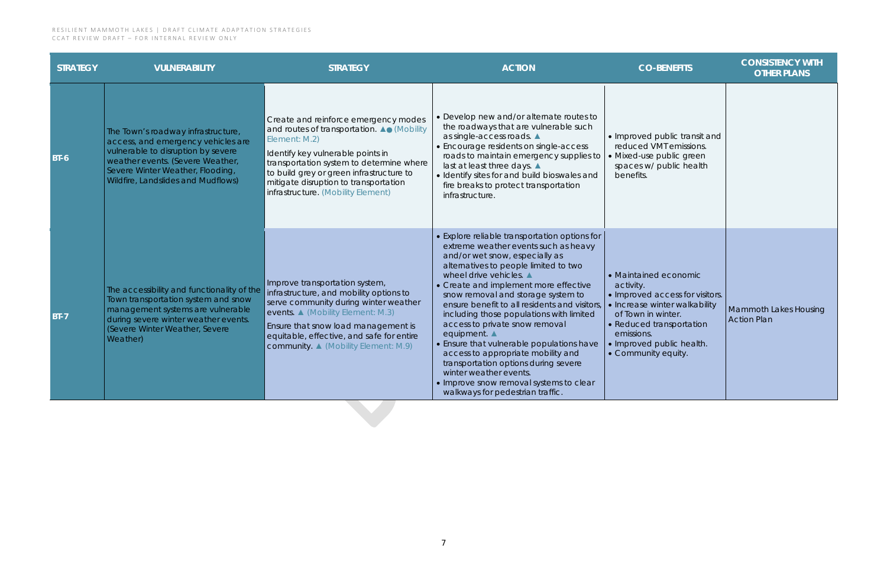| STRATEGY | VULNERABILITY | STRATEGY | ACTION | CO-BENEFITS | CONSISTENCY WITH OTHER PLANS |
|---|---|---|---|---|---|
| BT-6 | The Town's roadway infrastructure, access, and emergency vehicles are vulnerable to disruption by severe weather events. (Severe Weather, Severe Winter Weather, Flooding, Wildfire, Landslides and Mudflows) | Create and reinforce emergency modes and routes of transportation. ▲● (Mobility Element: M.2)<br><br>Identify key vulnerable points in transportation system to determine where to build grey or green infrastructure to mitigate disruption to transportation infrastructure. (Mobility Element) | • Develop new and/or alternate routes to the roadways that are vulnerable such as single-access roads. ▲<br>• Encourage residents on single-access roads to maintain emergency supplies to last at least three days. ▲<br>• Identify sites for and build bioswales and fire breaks to protect transportation infrastructure. | • Improved public transit and reduced VMT emissions.<br>• Mixed-use public green spaces w/ public health benefits. | |
| BT-7 | The accessibility and functionality of the Town transportation system and snow management systems are vulnerable during severe winter weather events. (Severe Winter Weather, Severe Weather) | Improve transportation system, infrastructure, and mobility options to serve community during winter weather events. ▲ (Mobility Element: M.3)<br><br>Ensure that snow load management is equitable, effective, and safe for entire community. ▲ (Mobility Element: M.9) | • Explore reliable transportation options for extreme weather events such as heavy and/or wet snow, especially as alternatives to people limited to two wheel drive vehicles. ▲<br>• Create and implement more effective snow removal and storage system to ensure benefit to all residents and visitors, including those populations with limited access to private snow removal equipment. ▲<br>• Ensure that vulnerable populations have access to appropriate mobility and transportation options during severe winter weather events.<br>• Improve snow removal systems to clear walkways for pedestrian traffic. | • Maintained economic activity.<br>• Improved access for visitors.<br>• Increase winter walkability of Town in winter.<br>• Reduced transportation emissions.<br>• Improved public health.<br>• Community equity. | Mammoth Lakes Housing Action Plan |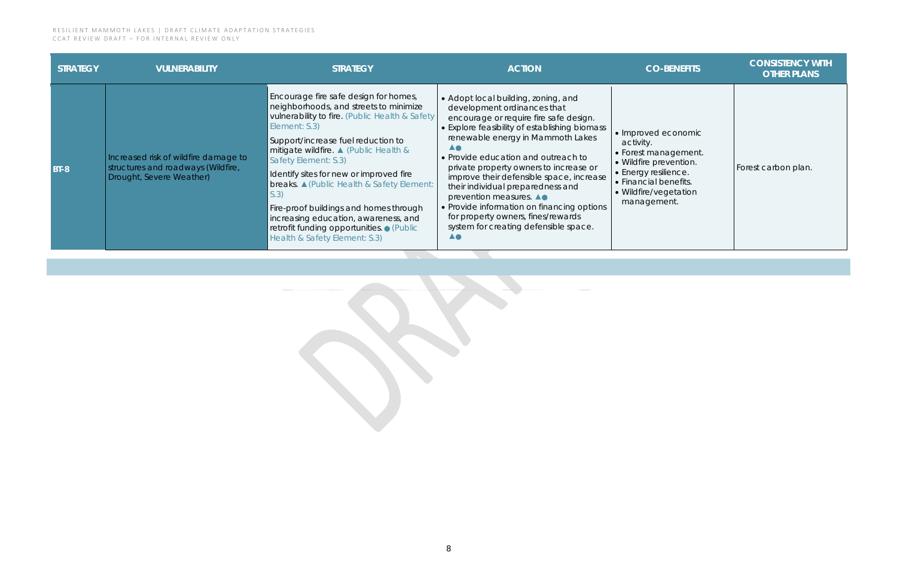| STRATEGY | VULNERABILITY | STRATEGY | ACTION | CO-BENEFITS | CONSISTENCY WITH OTHER PLANS |
|---|---|---|---|---|---|
| BT-8 | Increased risk of wildfire damage to structures and roadways (Wildfire, Drought, Severe Weather) | Encourage fire safe design for homes, neighborhoods, and streets to minimize vulnerability to fire. (Public Health & Safety Element: S.3)<br>Support/increase fuel reduction to mitigate wildfire. ▲ (Public Health & Safety Element: S.3)<br>Identify sites for new or improved fire breaks. ▲ (Public Health & Safety Element: S.3)<br>Fire-proof buildings and homes through increasing education, awareness, and retrofit funding opportunities. ● (Public Health & Safety Element: S.3) | • Adopt local building, zoning, and development ordinances that encourage or require fire safe design.<br>• Explore feasibility of establishing biomass renewable energy in Mammoth Lakes ▲●<br>• Provide education and outreach to private property owners to increase or improve their defensible space, increase their individual preparedness and prevention measures. ▲●<br>• Provide information on financing options for property owners, fines/rewards system for creating defensible space. ▲● | • Improved economic activity.<br>• Forest management.<br>• Wildfire prevention.<br>• Energy resilience.<br>• Financial benefits.<br>• Wildfire/vegetation management. | Forest carbon plan. |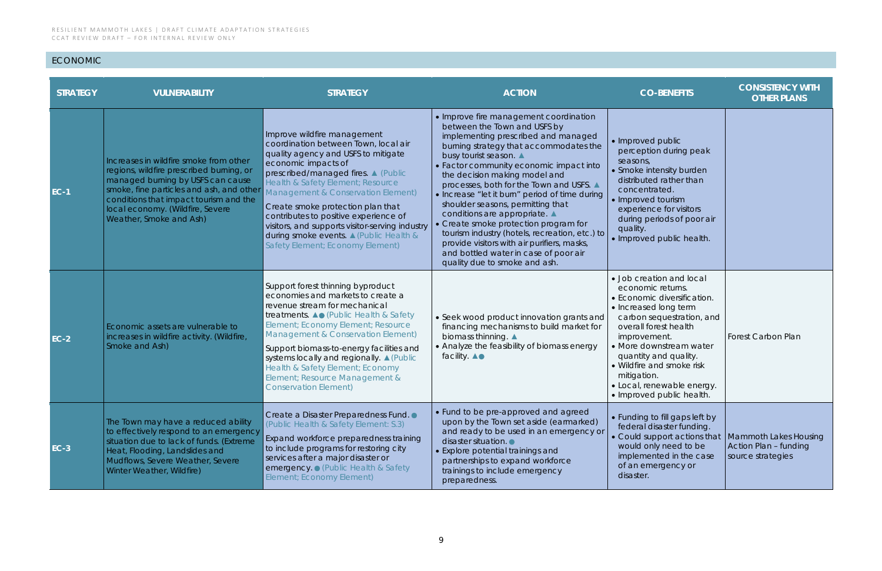## ECONOMIC

| STRATEGY | VULNERABILITY | STRATEGY | ACTION | CO-BENEFITS | CONSISTENCY WITH OTHER PLANS |
|---|---|---|---|---|---|
| EC-1 | Increases in wildfire smoke from other regions, wildfire prescribed burning, or managed burning by USFS can cause smoke, fine particles and ash, and other conditions that impact tourism and the local economy. (Wildfire, Severe Weather, Smoke and Ash) | Improve wildfire management coordination between Town, local air quality agency and USFS to mitigate economic impacts of prescribed/managed fires. ▲ (Public Health & Safety Element; Resource Management & Conservation Element)<br><br>Create smoke protection plan that contributes to positive experience of visitors, and supports visitor-serving industry during smoke events. ▲ (Public Health & Safety Element; Economy Element) | • Improve fire management coordination between the Town and USFS by implementing prescribed and managed burning strategy that accommodates the busy tourist season. ▲<br>• Factor community economic impact into the decision making model and processes, both for the Town and USFS. ▲<br>• Increase "let it burn" period of time during shoulder seasons, permitting that conditions are appropriate. ▲<br>• Create smoke protection program for tourism industry (hotels, recreation, etc.) to provide visitors with air purifiers, masks, and bottled water in case of poor air quality due to smoke and ash. | • Improved public perception during peak seasons,<br>• Smoke intensity burden distributed rather than concentrated.<br>• Improved tourism experience for visitors during periods of poor air quality.<br>• Improved public health. | |
| EC-2 | Economic assets are vulnerable to increases in wildfire activity. (Wildfire, Smoke and Ash) | Support forest thinning byproduct economies and markets to create a revenue stream for mechanical treatments. ▲● (Public Health & Safety Element; Economy Element; Resource Management & Conservation Element)<br><br>Support biomass-to-energy facilities and systems locally and regionally. ▲ (Public Health & Safety Element; Economy Element; Resource Management & Conservation Element) | • Seek wood product innovation grants and financing mechanisms to build market for biomass thinning. ▲<br>• Analyze the feasibility of biomass energy facility. ▲● | • Job creation and local economic returns.<br>• Economic diversification.<br>• Increased long term carbon sequestration, and overall forest health improvement.<br>• More downstream water quantity and quality.<br>• Wildfire and smoke risk mitigation.<br>• Local, renewable energy.<br>• Improved public health. | Forest Carbon Plan |
| EC-3 | The Town may have a reduced ability to effectively respond to an emergency situation due to lack of funds. (Extreme Heat, Flooding, Landslides and Mudflows, Severe Weather, Severe Winter Weather, Wildfire) | Create a Disaster Preparedness Fund. ● (Public Health & Safety Element: S.3)<br><br>Expand workforce preparedness training to include programs for restoring city services after a major disaster or emergency. ● (Public Health & Safety Element; Economy Element) | • Fund to be pre-approved and agreed upon by the Town set aside (earmarked) and ready to be used in an emergency or disaster situation. ●<br>• Explore potential trainings and partnerships to expand workforce trainings to include emergency preparedness. | • Funding to fill gaps left by federal disaster funding.<br>• Could support actions that would only need to be implemented in the case of an emergency or disaster. | Mammoth Lakes Housing Action Plan – funding source strategies |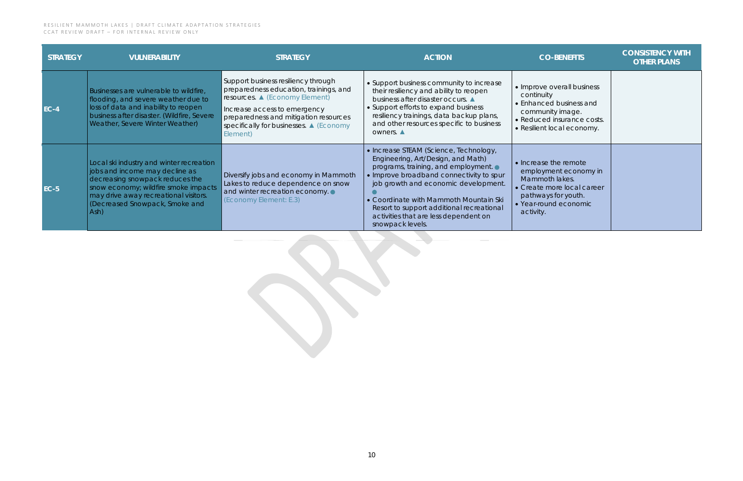| STRATEGY | VULNERABILITY | STRATEGY | ACTION | CO-BENEFITS | CONSISTENCY WITH OTHER PLANS |
|---|---|---|---|---|---|
| EC-4 | Businesses are vulnerable to wildfire, flooding, and severe weather due to loss of data and inability to reopen business after disaster. (Wildfire, Severe Weather, Severe Winter Weather) | Support business resiliency through preparedness education, trainings, and resources. ▲ (Economy Element)<br>Increase access to emergency preparedness and mitigation resources specifically for businesses. ▲ (Economy Element) | • Support business community to increase their resiliency and ability to reopen business after disaster occurs. ▲<br>• Support efforts to expand business resiliency trainings, data backup plans, and other resources specific to business owners. ▲ | • Improve overall business continuity<br>• Enhanced business and community image.<br>• Reduced insurance costs.<br>• Resilient local economy. | |
| EC-5 | Local ski industry and winter recreation jobs and income may decline as decreasing snowpack reduces the snow economy; wildfire smoke impacts may drive away recreational visitors. (Decreased Snowpack, Smoke and Ash) | Diversify jobs and economy in Mammoth Lakes to reduce dependence on snow and winter recreation economy. ● (Economy Element: E.3) | • Increase STEAM (Science, Technology, Engineering, Art/Design, and Math) programs, training, and employment. ●<br>• Improve broadband connectivity to spur job growth and economic development. ●<br>• Coordinate with Mammoth Mountain Ski Resort to support additional recreational activities that are less dependent on snowpack levels. | • Increase the remote employment economy in Mammoth lakes.<br>• Create more local career pathways for youth.<br>• Year-round economic activity. | |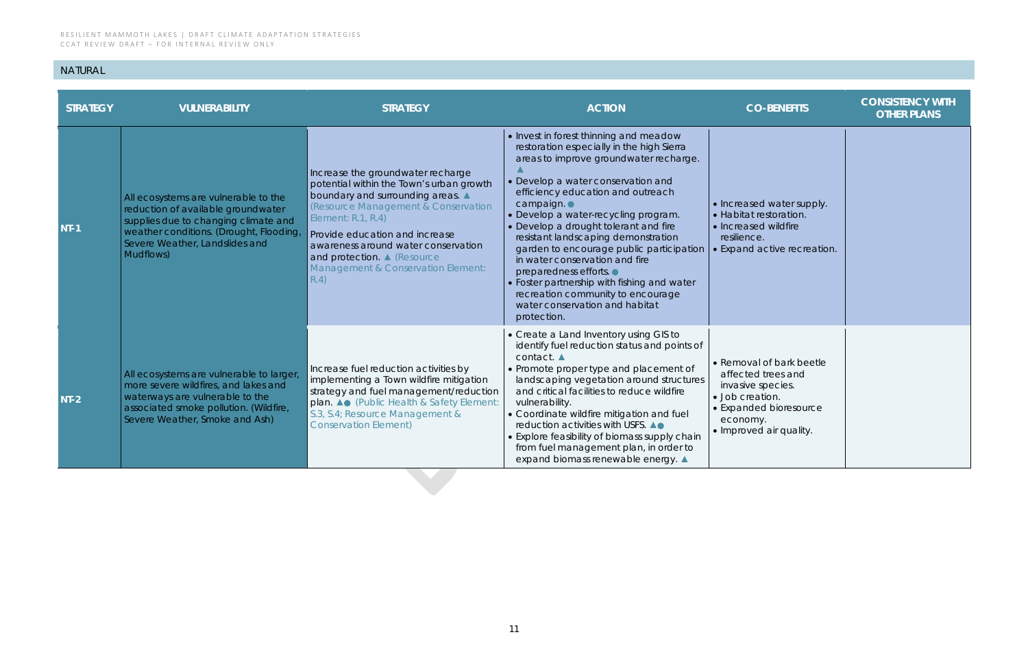## NATURAL

| STRATEGY | VULNERABILITY | STRATEGY | ACTION | CO-BENEFITS | CONSISTENCY WITH OTHER PLANS |
|---|---|---|---|---|---|
| NT-1 | All ecosystems are vulnerable to the reduction of available groundwater supplies due to changing climate and weather conditions. (Drought, Flooding, Severe Weather, Landslides and Mudflows) | Increase the groundwater recharge potential within the Town's urban growth boundary and surrounding areas. ▲ (Resource Management & Conservation Element: R.1, R.4)<br>Provide education and increase awareness around water conservation and protection. ▲ (Resource Management & Conservation Element: R.4) | • Invest in forest thinning and meadow restoration especially in the high Sierra areas to improve groundwater recharge. ▲<br>• Develop a water conservation and efficiency education and outreach campaign. ●<br>• Develop a water-recycling program.<br>• Develop a drought tolerant and fire resistant landscaping demonstration garden to encourage public participation in water conservation and fire preparedness efforts. ●<br>• Foster partnership with fishing and water recreation community to encourage water conservation and habitat protection. | • Increased water supply.<br>• Habitat restoration.<br>• Increased wildfire resilience.<br>• Expand active recreation. | |
| NT-2 | All ecosystems are vulnerable to larger, more severe wildfires, and lakes and waterways are vulnerable to the associated smoke pollution. (Wildfire, Severe Weather, Smoke and Ash) | Increase fuel reduction activities by implementing a Town wildfire mitigation strategy and fuel management/reduction plan. ▲● (Public Health & Safety Element: S.3, S.4; Resource Management & Conservation Element) | • Create a Land Inventory using GIS to identify fuel reduction status and points of contact. ▲<br>• Promote proper type and placement of landscaping vegetation around structures and critical facilities to reduce wildfire vulnerability.<br>• Coordinate wildfire mitigation and fuel reduction activities with USFS. ▲●<br>• Explore feasibility of biomass supply chain from fuel management plan, in order to expand biomass renewable energy. ▲ | • Removal of bark beetle affected trees and invasive species.<br>• Job creation.<br>• Expanded bioresource economy.<br>• Improved air quality. | |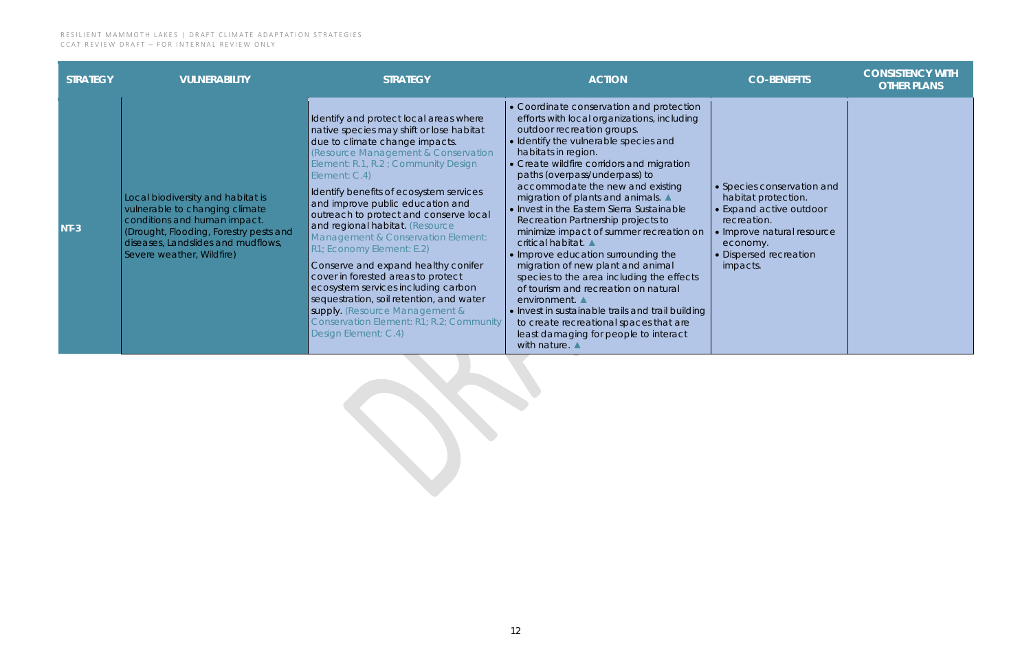| STRATEGY | VULNERABILITY | STRATEGY | ACTION | CO-BENEFITS | CONSISTENCY WITH OTHER PLANS |
|---|---|---|---|---|---|
| NT-3 | Local biodiversity and habitat is vulnerable to changing climate conditions and human impact. (Drought, Flooding, Forestry pests and diseases, Landslides and mudflows, Severe weather, Wildfire) | Identify and protect local areas where native species may shift or lose habitat due to climate change impacts. (Resource Management & Conservation Element: R.1, R.2 ; Community Design Element: C.4)<br><br>Identify benefits of ecosystem services and improve public education and outreach to protect and conserve local and regional habitat. (Resource Management & Conservation Element: R1; Economy Element: E.2)<br><br>Conserve and expand healthy conifer cover in forested areas to protect ecosystem services including carbon sequestration, soil retention, and water supply. (Resource Management & Conservation Element: R1; R.2; Community Design Element: C.4) | • Coordinate conservation and protection efforts with local organizations, including outdoor recreation groups.<br>• Identify the vulnerable species and habitats in region.<br>• Create wildfire corridors and migration paths (overpass/underpass) to accommodate the new and existing migration of plants and animals. ▲<br>• Invest in the Eastern Sierra Sustainable Recreation Partnership projects to minimize impact of summer recreation on critical habitat. ▲<br>• Improve education surrounding the migration of new plant and animal species to the area including the effects of tourism and recreation on natural environment. ▲<br>• Invest in sustainable trails and trail building to create recreational spaces that are least damaging for people to interact with nature. ▲ | • Species conservation and habitat protection.<br>• Expand active outdoor recreation.<br>• Improve natural resource economy.<br>• Dispersed recreation impacts. | |